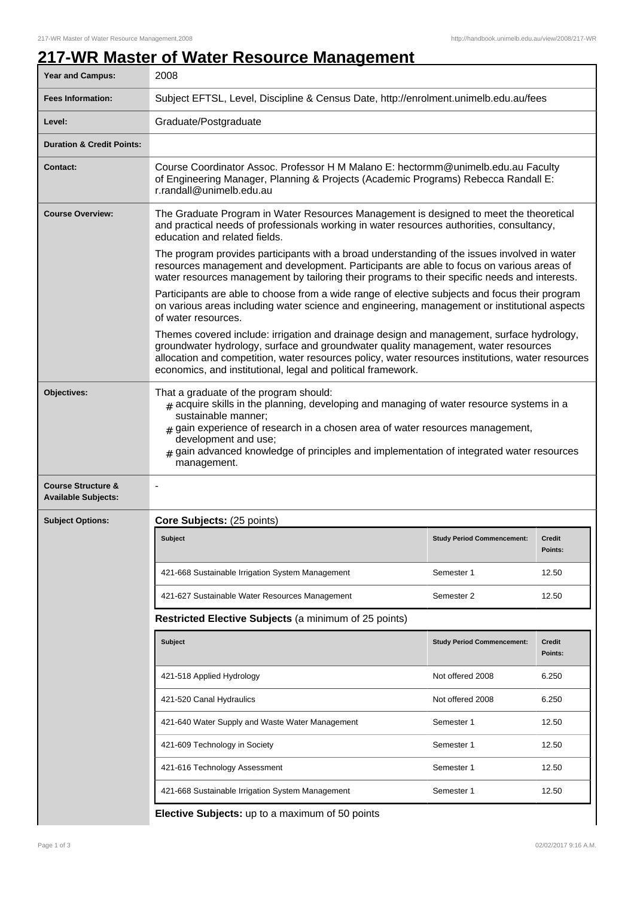# 217-WR Master of Water Resource Management

| | |
|---|---|
| **Year and Campus:** | 2008 |
| **Fees Information:** | Subject EFTSL, Level, Discipline & Census Date, http://enrolment.unimelb.edu.au/fees |
| **Level:** | Graduate/Postgraduate |
| **Duration & Credit Points:** | |
| **Contact:** | Course Coordinator Assoc. Professor H M Malano E: hectormm@unimelb.edu.au Faculty of Engineering Manager, Planning & Projects (Academic Programs) Rebecca Randall E: r.randall@unimelb.edu.au |

**Course Overview:**

The Graduate Program in Water Resources Management is designed to meet the theoretical and practical needs of professionals working in water resources authorities, consultancy, education and related fields.

The program provides participants with a broad understanding of the issues involved in water resources management and development. Participants are able to focus on various areas of water resources management by tailoring their programs to their specific needs and interests.

Participants are able to choose from a wide range of elective subjects and focus their program on various areas including water science and engineering, management or institutional aspects of water resources.

Themes covered include: irrigation and drainage design and management, surface hydrology, groundwater hydrology, surface and groundwater quality management, water resources allocation and competition, water resources policy, water resources institutions, water resources economics, and institutional, legal and political framework.

**Objectives:**

That a graduate of the program should:

- acquire skills in the planning, developing and managing of water resource systems in a sustainable manner;
- gain experience of research in a chosen area of water resources management, development and use;
- gain advanced knowledge of principles and implementation of integrated water resources management.

**Course Structure & Available Subjects:** -

**Subject Options:**

**Core Subjects:** (25 points)

| Subject | Study Period Commencement: | Credit Points: |
|---|---|---|
| 421-668 Sustainable Irrigation System Management | Semester 1 | 12.50 |
| 421-627 Sustainable Water Resources Management | Semester 2 | 12.50 |

**Restricted Elective Subjects** (a minimum of 25 points)

| Subject | Study Period Commencement: | Credit Points: |
|---|---|---|
| 421-518 Applied Hydrology | Not offered 2008 | 6.250 |
| 421-520 Canal Hydraulics | Not offered 2008 | 6.250 |
| 421-640 Water Supply and Waste Water Management | Semester 1 | 12.50 |
| 421-609 Technology in Society | Semester 1 | 12.50 |
| 421-616 Technology Assessment | Semester 1 | 12.50 |
| 421-668 Sustainable Irrigation System Management | Semester 1 | 12.50 |

**Elective Subjects:** up to a maximum of 50 points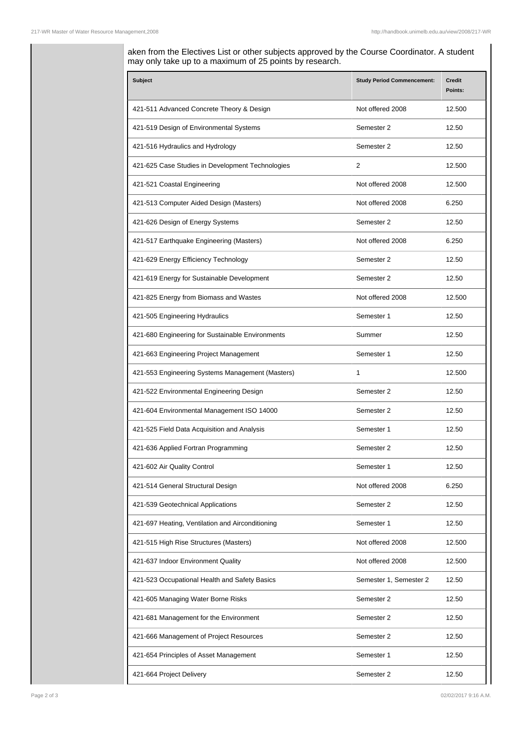aken from the Electives List or other subjects approved by the Course Coordinator. A student may only take up to a maximum of 25 points by research.

| Subject | Study Period Commencement: | Credit Points: |
|---|---|---|
| 421-511 Advanced Concrete Theory & Design | Not offered 2008 | 12.500 |
| 421-519 Design of Environmental Systems | Semester 2 | 12.50 |
| 421-516 Hydraulics and Hydrology | Semester 2 | 12.50 |
| 421-625 Case Studies in Development Technologies | 2 | 12.500 |
| 421-521 Coastal Engineering | Not offered 2008 | 12.500 |
| 421-513 Computer Aided Design (Masters) | Not offered 2008 | 6.250 |
| 421-626 Design of Energy Systems | Semester 2 | 12.50 |
| 421-517 Earthquake Engineering (Masters) | Not offered 2008 | 6.250 |
| 421-629 Energy Efficiency Technology | Semester 2 | 12.50 |
| 421-619 Energy for Sustainable Development | Semester 2 | 12.50 |
| 421-825 Energy from Biomass and Wastes | Not offered 2008 | 12.500 |
| 421-505 Engineering Hydraulics | Semester 1 | 12.50 |
| 421-680 Engineering for Sustainable Environments | Summer | 12.50 |
| 421-663 Engineering Project Management | Semester 1 | 12.50 |
| 421-553 Engineering Systems Management (Masters) | 1 | 12.500 |
| 421-522 Environmental Engineering Design | Semester 2 | 12.50 |
| 421-604 Environmental Management ISO 14000 | Semester 2 | 12.50 |
| 421-525 Field Data Acquisition and Analysis | Semester 1 | 12.50 |
| 421-636 Applied Fortran Programming | Semester 2 | 12.50 |
| 421-602 Air Quality Control | Semester 1 | 12.50 |
| 421-514 General Structural Design | Not offered 2008 | 6.250 |
| 421-539 Geotechnical Applications | Semester 2 | 12.50 |
| 421-697 Heating, Ventilation and Airconditioning | Semester 1 | 12.50 |
| 421-515 High Rise Structures (Masters) | Not offered 2008 | 12.500 |
| 421-637 Indoor Environment Quality | Not offered 2008 | 12.500 |
| 421-523 Occupational Health and Safety Basics | Semester 1, Semester 2 | 12.50 |
| 421-605 Managing Water Borne Risks | Semester 2 | 12.50 |
| 421-681 Management for the Environment | Semester 2 | 12.50 |
| 421-666 Management of Project Resources | Semester 2 | 12.50 |
| 421-654 Principles of Asset Management | Semester 1 | 12.50 |
| 421-664 Project Delivery | Semester 2 | 12.50 |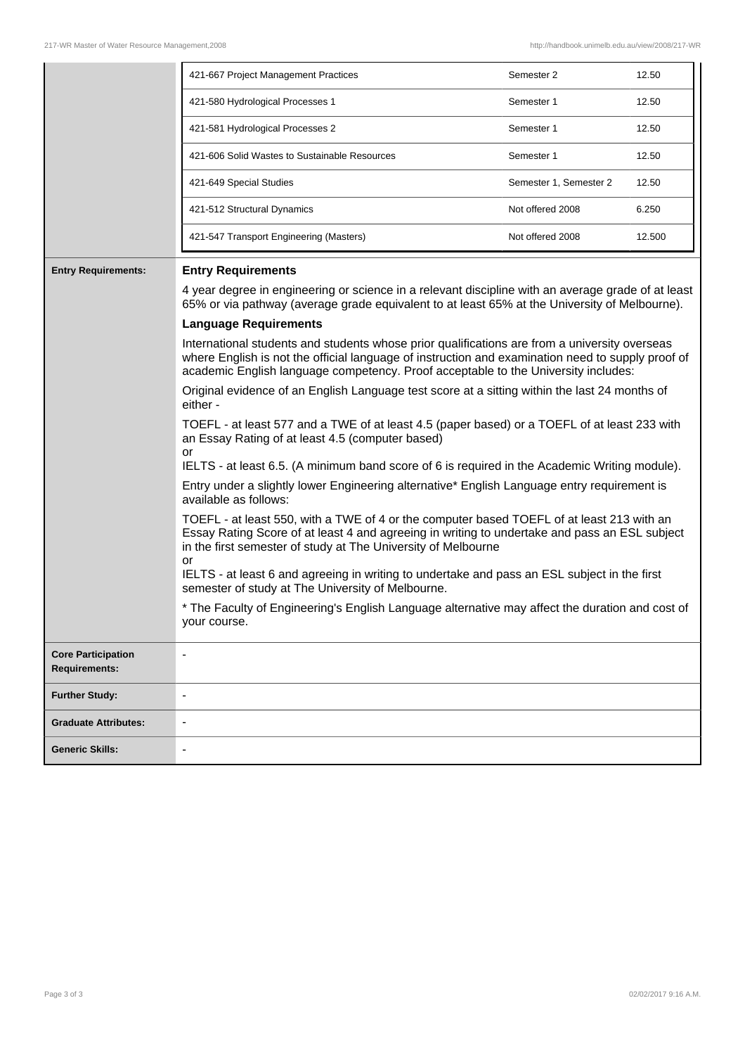| | | |
|---|---|---|
| 421-667 Project Management Practices | Semester 2 | 12.50 |
| 421-580 Hydrological Processes 1 | Semester 1 | 12.50 |
| 421-581 Hydrological Processes 2 | Semester 1 | 12.50 |
| 421-606 Solid Wastes to Sustainable Resources | Semester 1 | 12.50 |
| 421-649 Special Studies | Semester 1, Semester 2 | 12.50 |
| 421-512 Structural Dynamics | Not offered 2008 | 6.250 |
| 421-547 Transport Engineering (Masters) | Not offered 2008 | 12.500 |

**Entry Requirements:**

**Entry Requirements**

4 year degree in engineering or science in a relevant discipline with an average grade of at least 65% or via pathway (average grade equivalent to at least 65% at the University of Melbourne).

**Language Requirements**

International students and students whose prior qualifications are from a university overseas where English is not the official language of instruction and examination need to supply proof of academic English language competency. Proof acceptable to the University includes:

Original evidence of an English Language test score at a sitting within the last 24 months of either -

TOEFL - at least 577 and a TWE of at least 4.5 (paper based) or a TOEFL of at least 233 with an Essay Rating of at least 4.5 (computer based)
or
IELTS - at least 6.5. (A minimum band score of 6 is required in the Academic Writing module).

Entry under a slightly lower Engineering alternative* English Language entry requirement is available as follows:

TOEFL - at least 550, with a TWE of 4 or the computer based TOEFL of at least 213 with an Essay Rating Score of at least 4 and agreeing in writing to undertake and pass an ESL subject in the first semester of study at The University of Melbourne
or
IELTS - at least 6 and agreeing in writing to undertake and pass an ESL subject in the first semester of study at The University of Melbourne.

* The Faculty of Engineering's English Language alternative may affect the duration and cost of your course.

**Core Participation Requirements:** -

**Further Study:** -

**Graduate Attributes:** -

**Generic Skills:** -